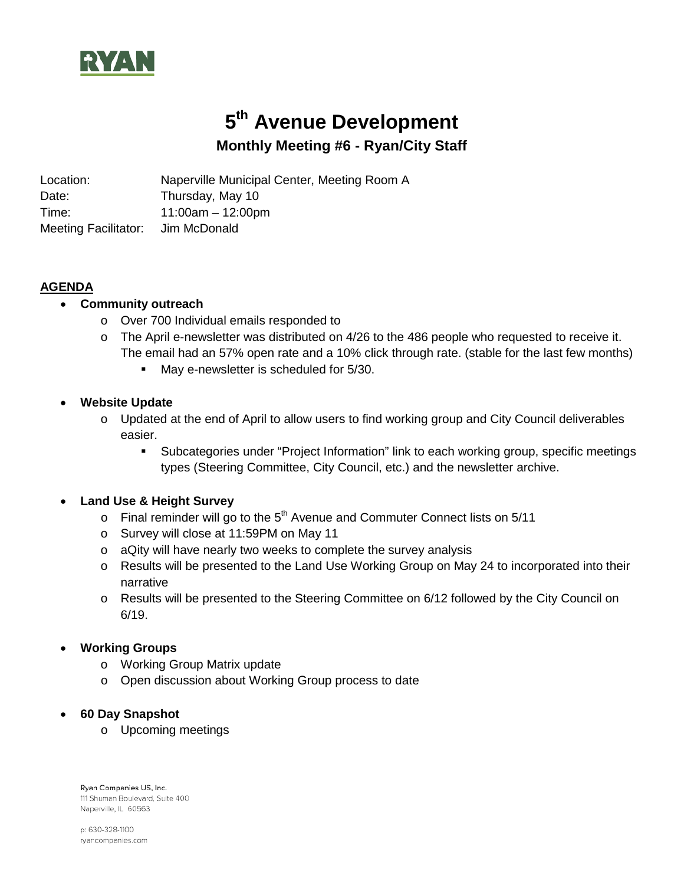RYAN

# 5th Avenue Development

## Monthly Meeting #6 - Ryan/City Staff

Location: Naperville Municipal Center, Meeting Room A
Date: Thursday, May 10
Time: 11:00am – 12:00pm
Meeting Facilitator: Jim McDonald

**AGENDA**

- **Community outreach**
  - Over 700 Individual emails responded to
  - The April e-newsletter was distributed on 4/26 to the 486 people who requested to receive it. The email had an 57% open rate and a 10% click through rate. (stable for the last few months)
    - May e-newsletter is scheduled for 5/30.

- **Website Update**
  - Updated at the end of April to allow users to find working group and City Council deliverables easier.
    - Subcategories under "Project Information" link to each working group, specific meetings types (Steering Committee, City Council, etc.) and the newsletter archive.

- **Land Use & Height Survey**
  - Final reminder will go to the 5th Avenue and Commuter Connect lists on 5/11
  - Survey will close at 11:59PM on May 11
  - aQity will have nearly two weeks to complete the survey analysis
  - Results will be presented to the Land Use Working Group on May 24 to incorporated into their narrative
  - Results will be presented to the Steering Committee on 6/12 followed by the City Council on 6/19.

- **Working Groups**
  - Working Group Matrix update
  - Open discussion about Working Group process to date

- **60 Day Snapshot**
  - Upcoming meetings

Ryan Companies US, Inc.
111 Shuman Boulevard, Suite 400
Naperville, IL 60563

p: 630-328-1100
ryancompanies.com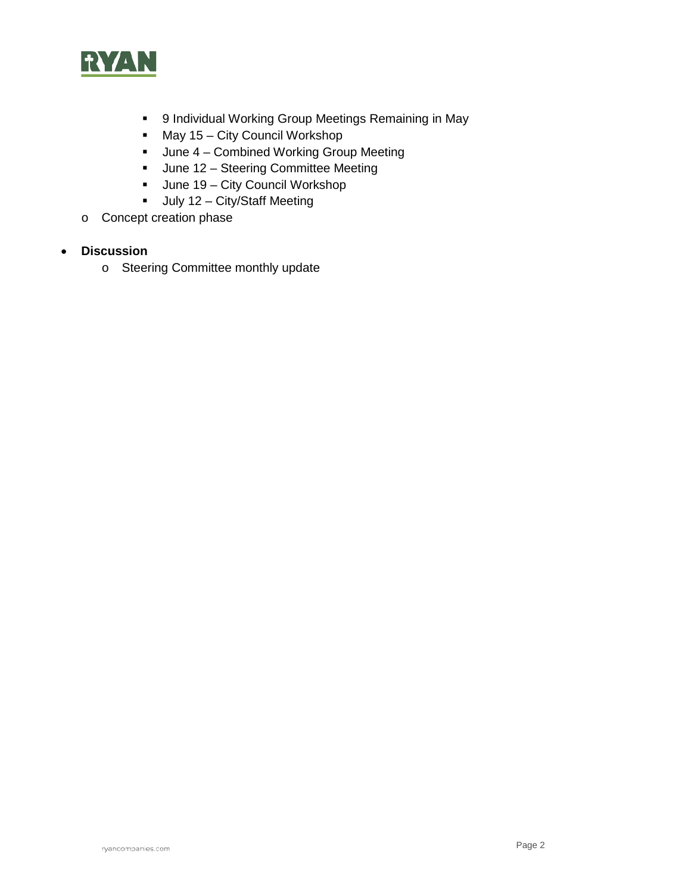- 9 Individual Working Group Meetings Remaining in May
        - May 15 – City Council Workshop
        - June 4 – Combined Working Group Meeting
        - June 12 – Steering Committee Meeting
        - June 19 – City Council Workshop
        - July 12 – City/Staff Meeting
    - Concept creation phase

- **Discussion**
    - Steering Committee monthly update